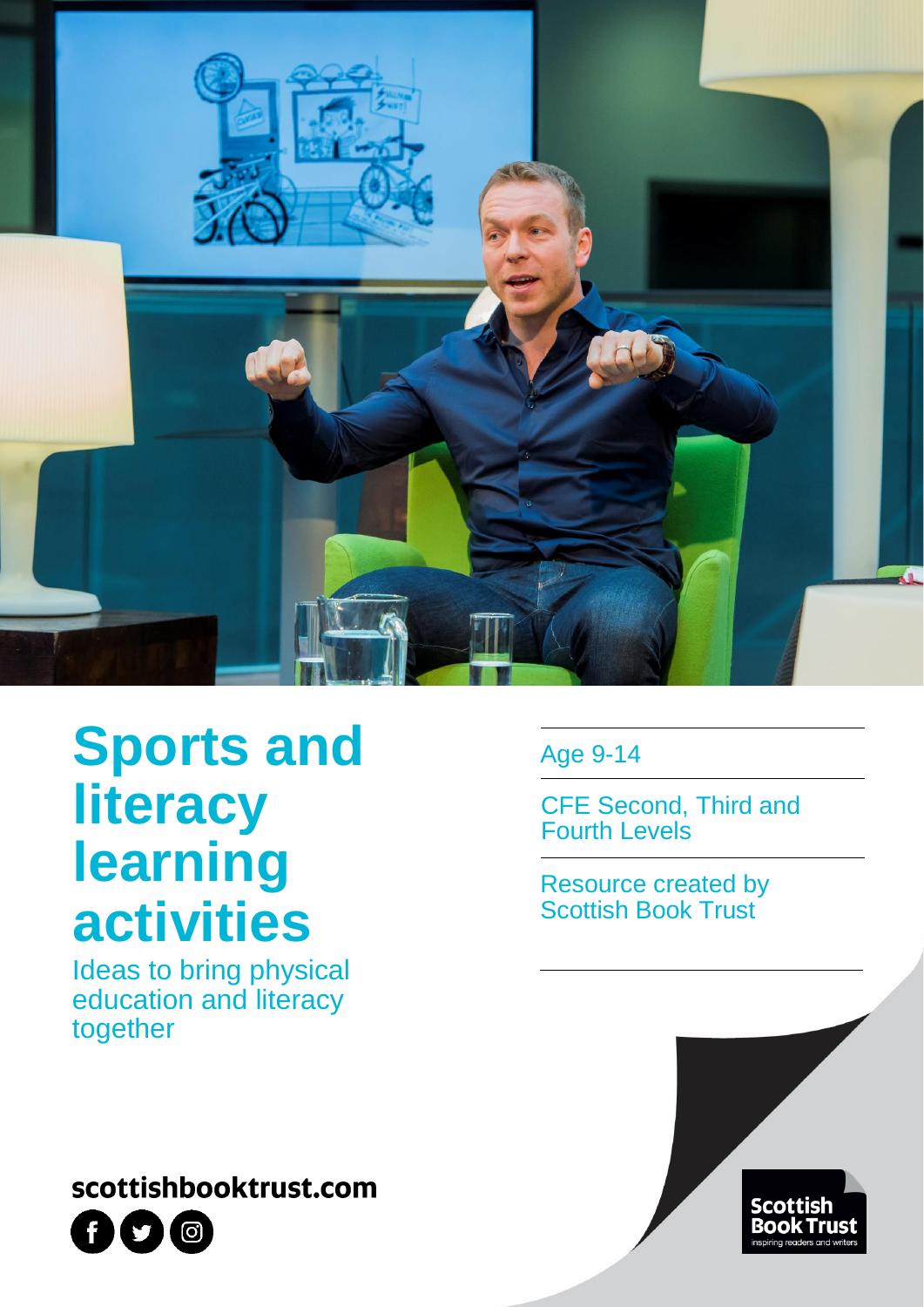# Sports and literacy learning activities

Ideas to bring physical education and literacy together

Age 9-14

CFE Second, Third and Fourth Levels

Resource created by Scottish Book Trust

scottishbooktrust.com

Scottish Book Trust
inspiring readers and writers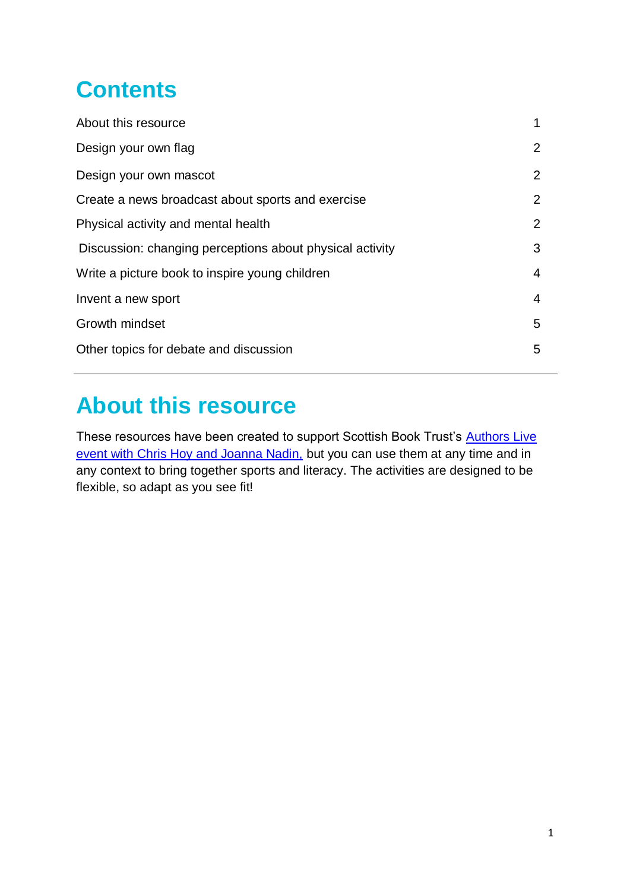# Contents

| | |
|---|---|
| About this resource | 1 |
| Design your own flag | 2 |
| Design your own mascot | 2 |
| Create a news broadcast about sports and exercise | 2 |
| Physical activity and mental health | 2 |
| Discussion: changing perceptions about physical activity | 3 |
| Write a picture book to inspire young children | 4 |
| Invent a new sport | 4 |
| Growth mindset | 5 |
| Other topics for debate and discussion | 5 |

---

# About this resource

These resources have been created to support Scottish Book Trust's [Authors Live event with Chris Hoy and Joanna Nadin,]() but you can use them at any time and in any context to bring together sports and literacy. The activities are designed to be flexible, so adapt as you see fit!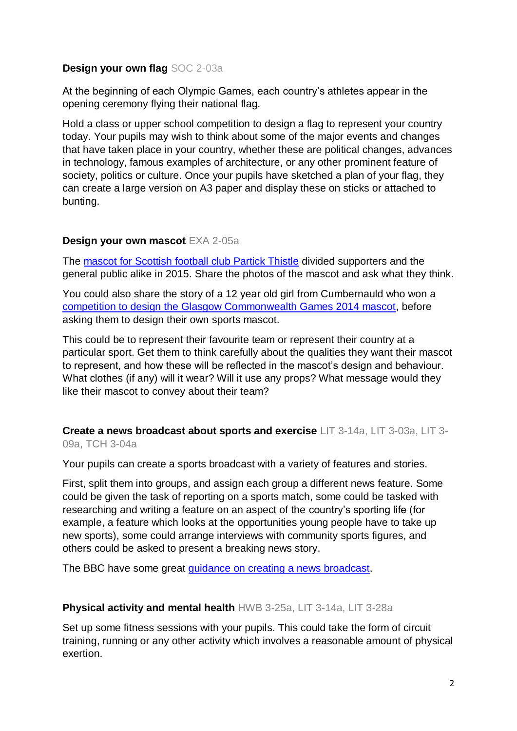**Design your own flag** SOC 2-03a

At the beginning of each Olympic Games, each country's athletes appear in the opening ceremony flying their national flag.

Hold a class or upper school competition to design a flag to represent your country today. Your pupils may wish to think about some of the major events and changes that have taken place in your country, whether these are political changes, advances in technology, famous examples of architecture, or any other prominent feature of society, politics or culture. Once your pupils have sketched a plan of your flag, they can create a large version on A3 paper and display these on sticks or attached to bunting.

**Design your own mascot** EXA 2-05a

The mascot for Scottish football club Partick Thistle divided supporters and the general public alike in 2015. Share the photos of the mascot and ask what they think.

You could also share the story of a 12 year old girl from Cumbernauld who won a competition to design the Glasgow Commonwealth Games 2014 mascot, before asking them to design their own sports mascot.

This could be to represent their favourite team or represent their country at a particular sport. Get them to think carefully about the qualities they want their mascot to represent, and how these will be reflected in the mascot's design and behaviour. What clothes (if any) will it wear? Will it use any props? What message would they like their mascot to convey about their team?

**Create a news broadcast about sports and exercise** LIT 3-14a, LIT 3-03a, LIT 3-09a, TCH 3-04a

Your pupils can create a sports broadcast with a variety of features and stories.

First, split them into groups, and assign each group a different news feature. Some could be given the task of reporting on a sports match, some could be tasked with researching and writing a feature on an aspect of the country's sporting life (for example, a feature which looks at the opportunities young people have to take up new sports), some could arrange interviews with community sports figures, and others could be asked to present a breaking news story.

The BBC have some great guidance on creating a news broadcast.

**Physical activity and mental health** HWB 3-25a, LIT 3-14a, LIT 3-28a

Set up some fitness sessions with your pupils. This could take the form of circuit training, running or any other activity which involves a reasonable amount of physical exertion.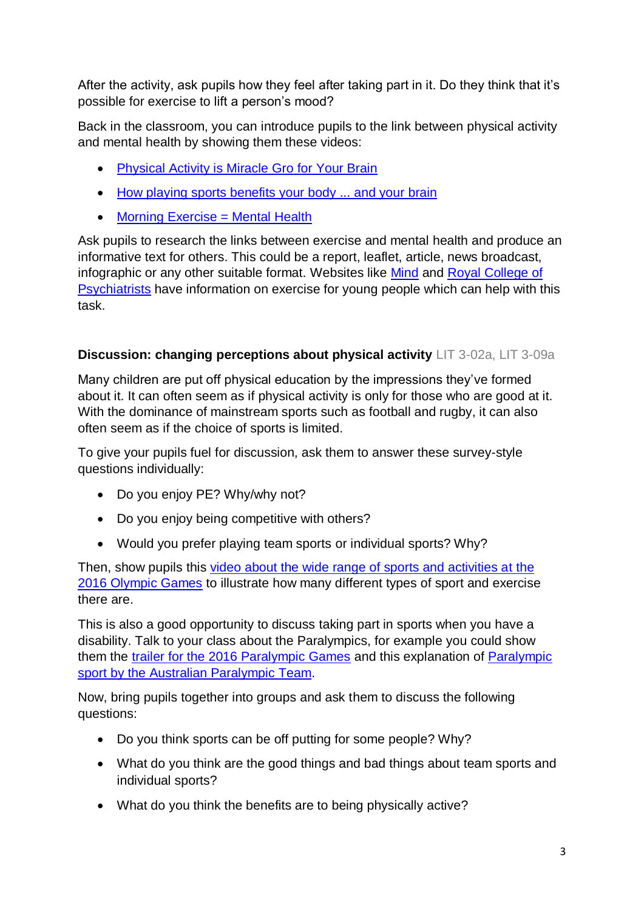After the activity, ask pupils how they feel after taking part in it. Do they think that it's possible for exercise to lift a person's mood?

Back in the classroom, you can introduce pupils to the link between physical activity and mental health by showing them these videos:

- Physical Activity is Miracle Gro for Your Brain
- How playing sports benefits your body ... and your brain
- Morning Exercise = Mental Health

Ask pupils to research the links between exercise and mental health and produce an informative text for others. This could be a report, leaflet, article, news broadcast, infographic or any other suitable format. Websites like Mind and Royal College of Psychiatrists have information on exercise for young people which can help with this task.

**Discussion: changing perceptions about physical activity** LIT 3-02a, LIT 3-09a

Many children are put off physical education by the impressions they've formed about it. It can often seem as if physical activity is only for those who are good at it. With the dominance of mainstream sports such as football and rugby, it can also often seem as if the choice of sports is limited.

To give your pupils fuel for discussion, ask them to answer these survey-style questions individually:

- Do you enjoy PE? Why/why not?
- Do you enjoy being competitive with others?
- Would you prefer playing team sports or individual sports? Why?

Then, show pupils this video about the wide range of sports and activities at the 2016 Olympic Games to illustrate how many different types of sport and exercise there are.

This is also a good opportunity to discuss taking part in sports when you have a disability. Talk to your class about the Paralympics, for example you could show them the trailer for the 2016 Paralympic Games and this explanation of Paralympic sport by the Australian Paralympic Team.

Now, bring pupils together into groups and ask them to discuss the following questions:

- Do you think sports can be off putting for some people? Why?
- What do you think are the good things and bad things about team sports and individual sports?
- What do you think the benefits are to being physically active?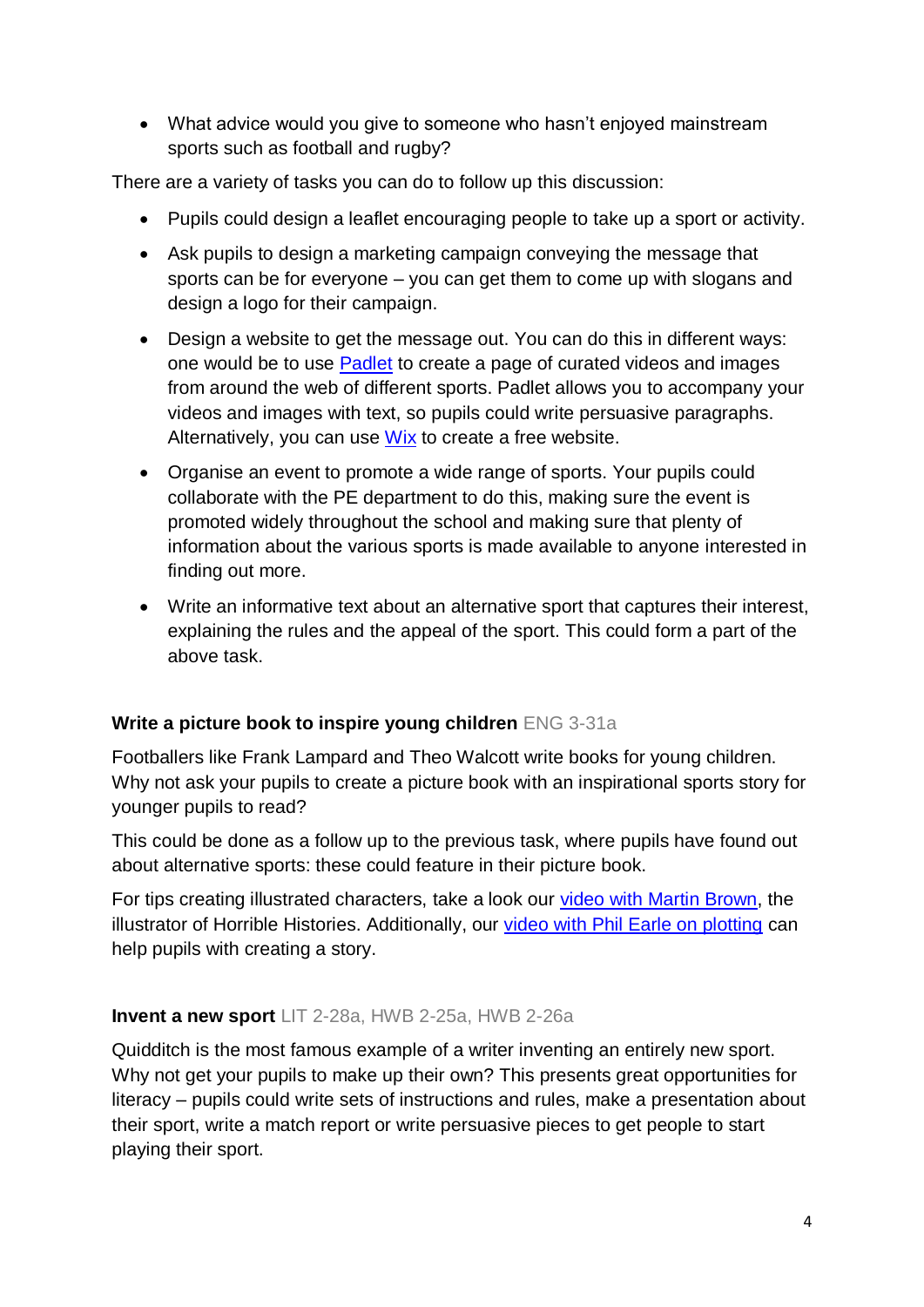- What advice would you give to someone who hasn't enjoyed mainstream sports such as football and rugby?

There are a variety of tasks you can do to follow up this discussion:

- Pupils could design a leaflet encouraging people to take up a sport or activity.
- Ask pupils to design a marketing campaign conveying the message that sports can be for everyone – you can get them to come up with slogans and design a logo for their campaign.
- Design a website to get the message out. You can do this in different ways: one would be to use Padlet to create a page of curated videos and images from around the web of different sports. Padlet allows you to accompany your videos and images with text, so pupils could write persuasive paragraphs. Alternatively, you can use Wix to create a free website.
- Organise an event to promote a wide range of sports. Your pupils could collaborate with the PE department to do this, making sure the event is promoted widely throughout the school and making sure that plenty of information about the various sports is made available to anyone interested in finding out more.
- Write an informative text about an alternative sport that captures their interest, explaining the rules and the appeal of the sport. This could form a part of the above task.

**Write a picture book to inspire young children** ENG 3-31a

Footballers like Frank Lampard and Theo Walcott write books for young children. Why not ask your pupils to create a picture book with an inspirational sports story for younger pupils to read?

This could be done as a follow up to the previous task, where pupils have found out about alternative sports: these could feature in their picture book.

For tips creating illustrated characters, take a look our video with Martin Brown, the illustrator of Horrible Histories. Additionally, our video with Phil Earle on plotting can help pupils with creating a story.

**Invent a new sport** LIT 2-28a, HWB 2-25a, HWB 2-26a

Quidditch is the most famous example of a writer inventing an entirely new sport. Why not get your pupils to make up their own? This presents great opportunities for literacy – pupils could write sets of instructions and rules, make a presentation about their sport, write a match report or write persuasive pieces to get people to start playing their sport.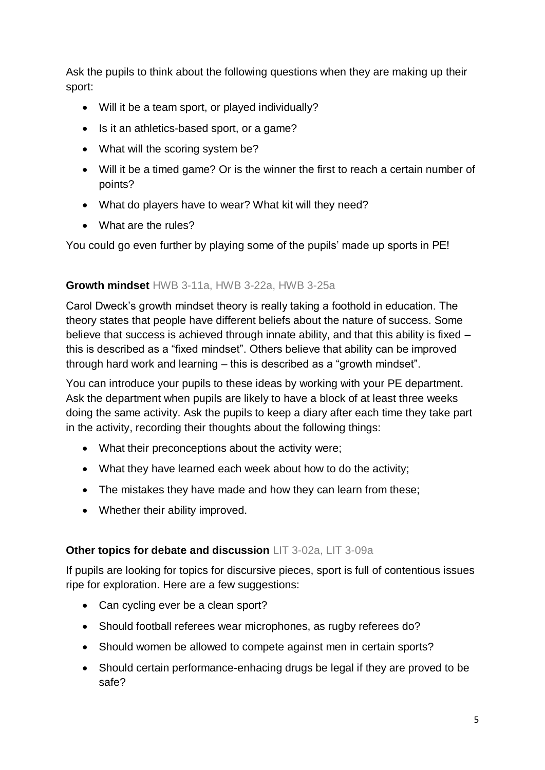Ask the pupils to think about the following questions when they are making up their sport:

- Will it be a team sport, or played individually?
- Is it an athletics-based sport, or a game?
- What will the scoring system be?
- Will it be a timed game? Or is the winner the first to reach a certain number of points?
- What do players have to wear? What kit will they need?
- What are the rules?

You could go even further by playing some of the pupils' made up sports in PE!

**Growth mindset** HWB 3-11a, HWB 3-22a, HWB 3-25a

Carol Dweck's growth mindset theory is really taking a foothold in education. The theory states that people have different beliefs about the nature of success. Some believe that success is achieved through innate ability, and that this ability is fixed – this is described as a "fixed mindset". Others believe that ability can be improved through hard work and learning – this is described as a "growth mindset".

You can introduce your pupils to these ideas by working with your PE department. Ask the department when pupils are likely to have a block of at least three weeks doing the same activity. Ask the pupils to keep a diary after each time they take part in the activity, recording their thoughts about the following things:

- What their preconceptions about the activity were;
- What they have learned each week about how to do the activity;
- The mistakes they have made and how they can learn from these;
- Whether their ability improved.

**Other topics for debate and discussion** LIT 3-02a, LIT 3-09a

If pupils are looking for topics for discursive pieces, sport is full of contentious issues ripe for exploration. Here are a few suggestions:

- Can cycling ever be a clean sport?
- Should football referees wear microphones, as rugby referees do?
- Should women be allowed to compete against men in certain sports?
- Should certain performance-enhacing drugs be legal if they are proved to be safe?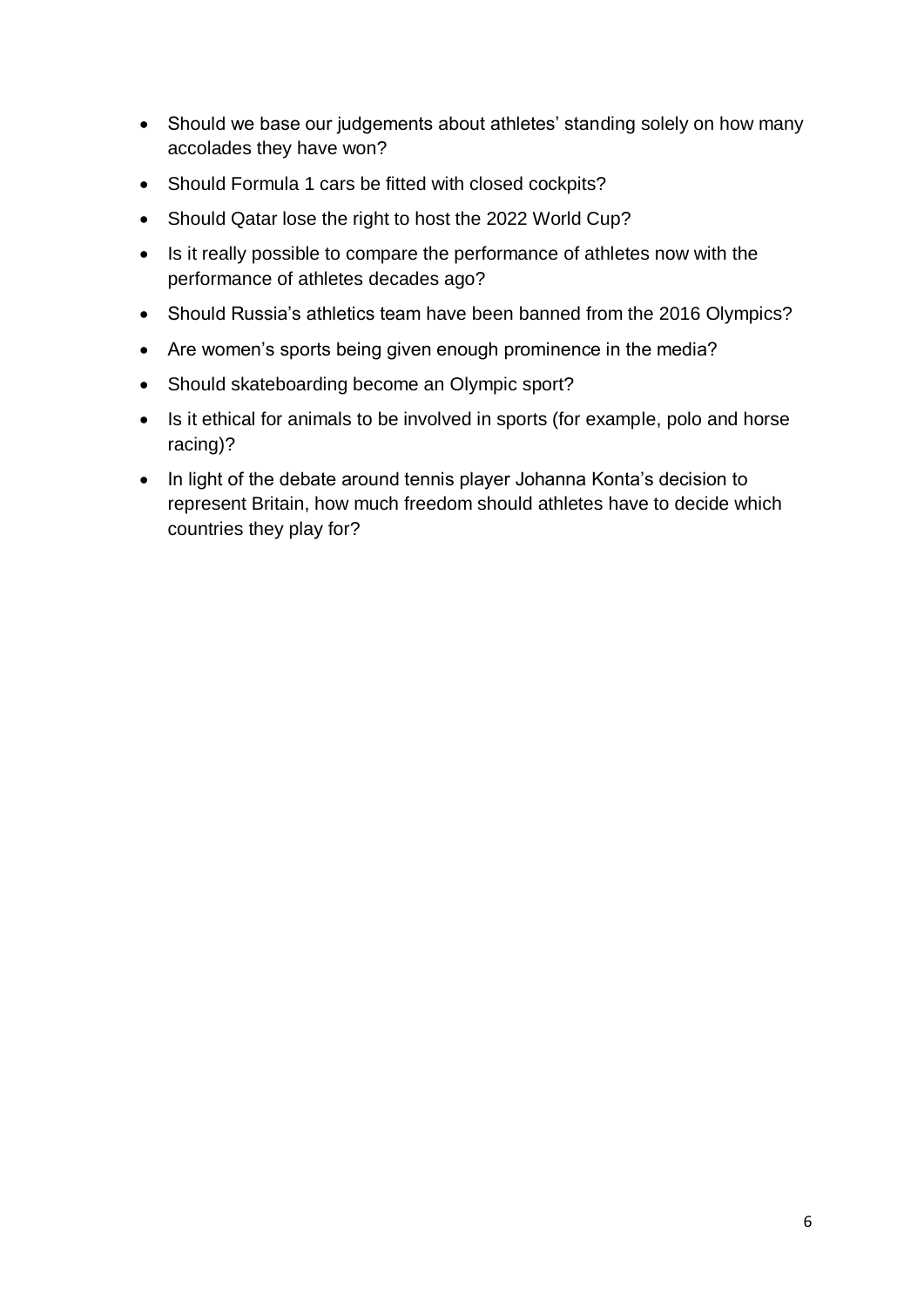- Should we base our judgements about athletes' standing solely on how many accolades they have won?
- Should Formula 1 cars be fitted with closed cockpits?
- Should Qatar lose the right to host the 2022 World Cup?
- Is it really possible to compare the performance of athletes now with the performance of athletes decades ago?
- Should Russia's athletics team have been banned from the 2016 Olympics?
- Are women's sports being given enough prominence in the media?
- Should skateboarding become an Olympic sport?
- Is it ethical for animals to be involved in sports (for example, polo and horse racing)?
- In light of the debate around tennis player Johanna Konta's decision to represent Britain, how much freedom should athletes have to decide which countries they play for?